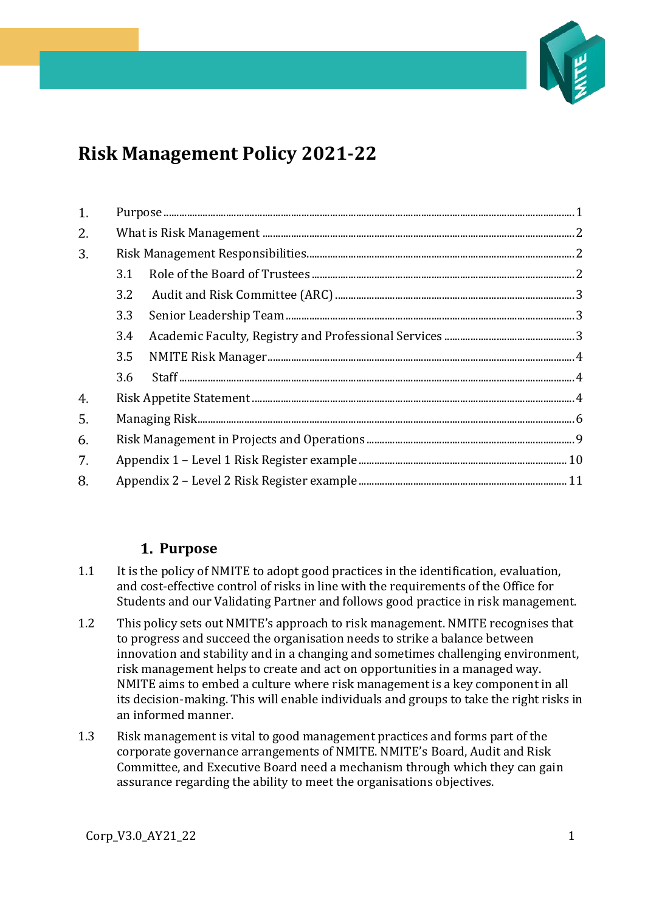# Risk Management Policy 2021-22

1. Purpose ... 1
2. What is Risk Management ... 2
3. Risk Management Responsibilities ... 2
   - 3.1 Role of the Board of Trustees ... 2
   - 3.2 Audit and Risk Committee (ARC) ... 3
   - 3.3 Senior Leadership Team ... 3
   - 3.4 Academic Faculty, Registry and Professional Services ... 3
   - 3.5 NMITE Risk Manager ... 4
   - 3.6 Staff ... 4
4. Risk Appetite Statement ... 4
5. Managing Risk ... 6
6. Risk Management in Projects and Operations ... 9
7. Appendix 1 – Level 1 Risk Register example ... 10
8. Appendix 2 – Level 2 Risk Register example ... 11

## 1. Purpose

1.1 It is the policy of NMITE to adopt good practices in the identification, evaluation, and cost-effective control of risks in line with the requirements of the Office for Students and our Validating Partner and follows good practice in risk management.

1.2 This policy sets out NMITE's approach to risk management. NMITE recognises that to progress and succeed the organisation needs to strike a balance between innovation and stability and in a changing and sometimes challenging environment, risk management helps to create and act on opportunities in a managed way. NMITE aims to embed a culture where risk management is a key component in all its decision-making. This will enable individuals and groups to take the right risks in an informed manner.

1.3 Risk management is vital to good management practices and forms part of the corporate governance arrangements of NMITE. NMITE's Board, Audit and Risk Committee, and Executive Board need a mechanism through which they can gain assurance regarding the ability to meet the organisations objectives.

Corp_V3.0_AY21_22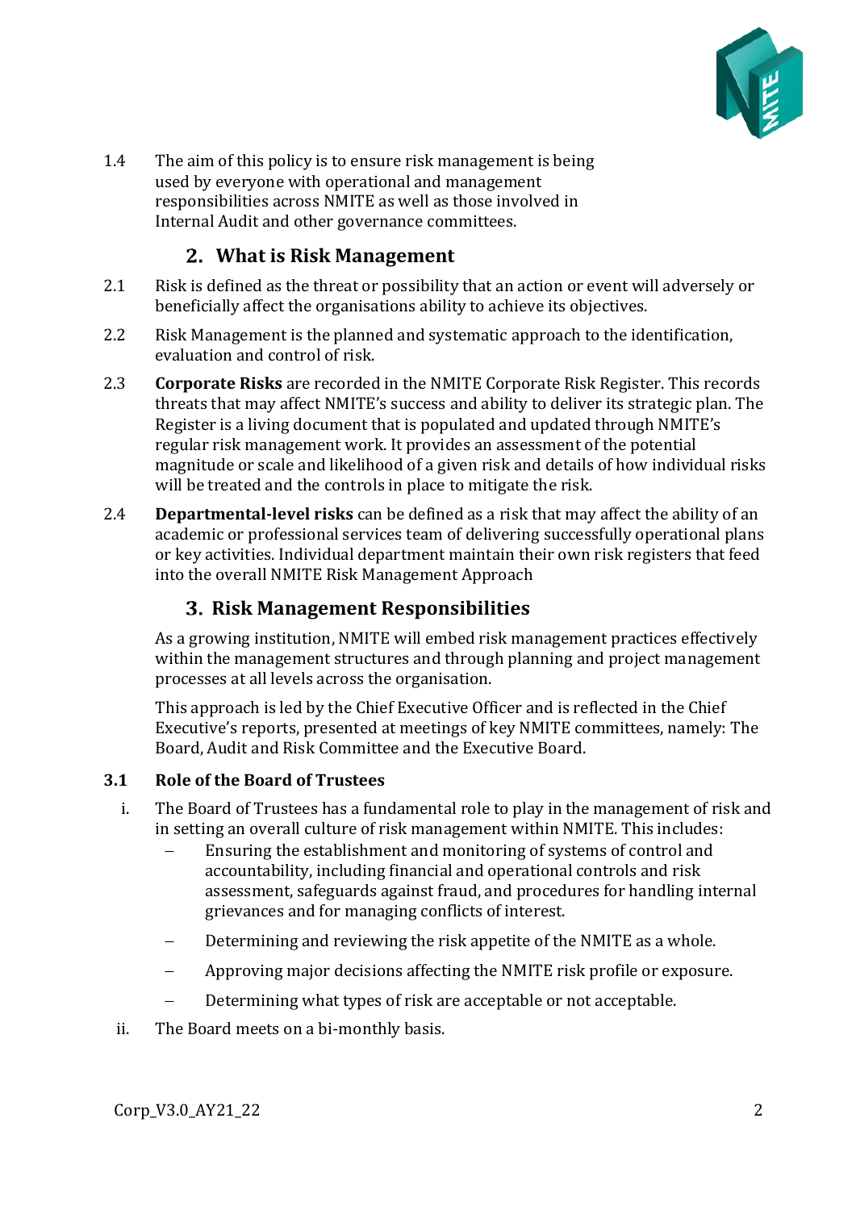1.4 The aim of this policy is to ensure risk management is being used by everyone with operational and management responsibilities across NMITE as well as those involved in Internal Audit and other governance committees.

## 2. What is Risk Management

2.1 Risk is defined as the threat or possibility that an action or event will adversely or beneficially affect the organisations ability to achieve its objectives.

2.2 Risk Management is the planned and systematic approach to the identification, evaluation and control of risk.

2.3 **Corporate Risks** are recorded in the NMITE Corporate Risk Register. This records threats that may affect NMITE's success and ability to deliver its strategic plan. The Register is a living document that is populated and updated through NMITE's regular risk management work. It provides an assessment of the potential magnitude or scale and likelihood of a given risk and details of how individual risks will be treated and the controls in place to mitigate the risk.

2.4 **Departmental-level risks** can be defined as a risk that may affect the ability of an academic or professional services team of delivering successfully operational plans or key activities. Individual department maintain their own risk registers that feed into the overall NMITE Risk Management Approach

## 3. Risk Management Responsibilities

As a growing institution, NMITE will embed risk management practices effectively within the management structures and through planning and project management processes at all levels across the organisation.

This approach is led by the Chief Executive Officer and is reflected in the Chief Executive's reports, presented at meetings of key NMITE committees, namely: The Board, Audit and Risk Committee and the Executive Board.

### 3.1 Role of the Board of Trustees

i. The Board of Trustees has a fundamental role to play in the management of risk and in setting an overall culture of risk management within NMITE. This includes:
   - Ensuring the establishment and monitoring of systems of control and accountability, including financial and operational controls and risk assessment, safeguards against fraud, and procedures for handling internal grievances and for managing conflicts of interest.
   - Determining and reviewing the risk appetite of the NMITE as a whole.
   - Approving major decisions affecting the NMITE risk profile or exposure.
   - Determining what types of risk are acceptable or not acceptable.

ii. The Board meets on a bi-monthly basis.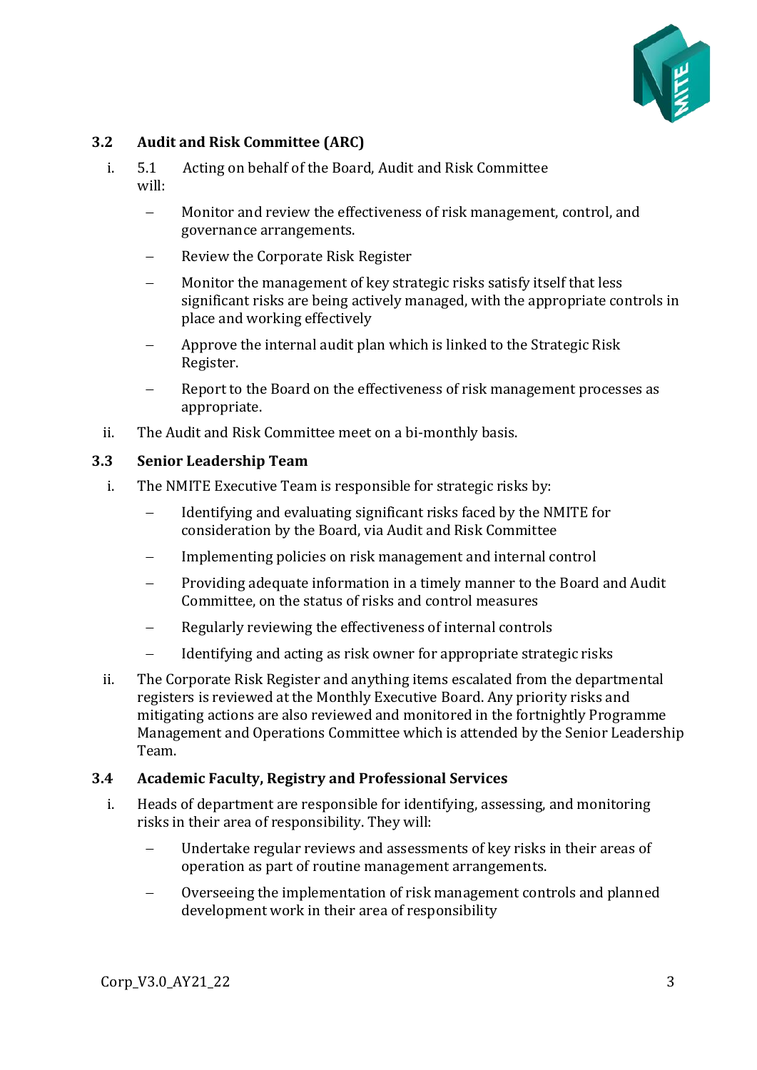### 3.2 Audit and Risk Committee (ARC)

i. 5.1 Acting on behalf of the Board, Audit and Risk Committee will:

   – Monitor and review the effectiveness of risk management, control, and governance arrangements.

   – Review the Corporate Risk Register

   – Monitor the management of key strategic risks satisfy itself that less significant risks are being actively managed, with the appropriate controls in place and working effectively

   – Approve the internal audit plan which is linked to the Strategic Risk Register.

   – Report to the Board on the effectiveness of risk management processes as appropriate.

ii. The Audit and Risk Committee meet on a bi-monthly basis.

### 3.3 Senior Leadership Team

i. The NMITE Executive Team is responsible for strategic risks by:

   – Identifying and evaluating significant risks faced by the NMITE for consideration by the Board, via Audit and Risk Committee

   – Implementing policies on risk management and internal control

   – Providing adequate information in a timely manner to the Board and Audit Committee, on the status of risks and control measures

   – Regularly reviewing the effectiveness of internal controls

   – Identifying and acting as risk owner for appropriate strategic risks

ii. The Corporate Risk Register and anything items escalated from the departmental registers is reviewed at the Monthly Executive Board. Any priority risks and mitigating actions are also reviewed and monitored in the fortnightly Programme Management and Operations Committee which is attended by the Senior Leadership Team.

### 3.4 Academic Faculty, Registry and Professional Services

i. Heads of department are responsible for identifying, assessing, and monitoring risks in their area of responsibility. They will:

   – Undertake regular reviews and assessments of key risks in their areas of operation as part of routine management arrangements.

   – Overseeing the implementation of risk management controls and planned development work in their area of responsibility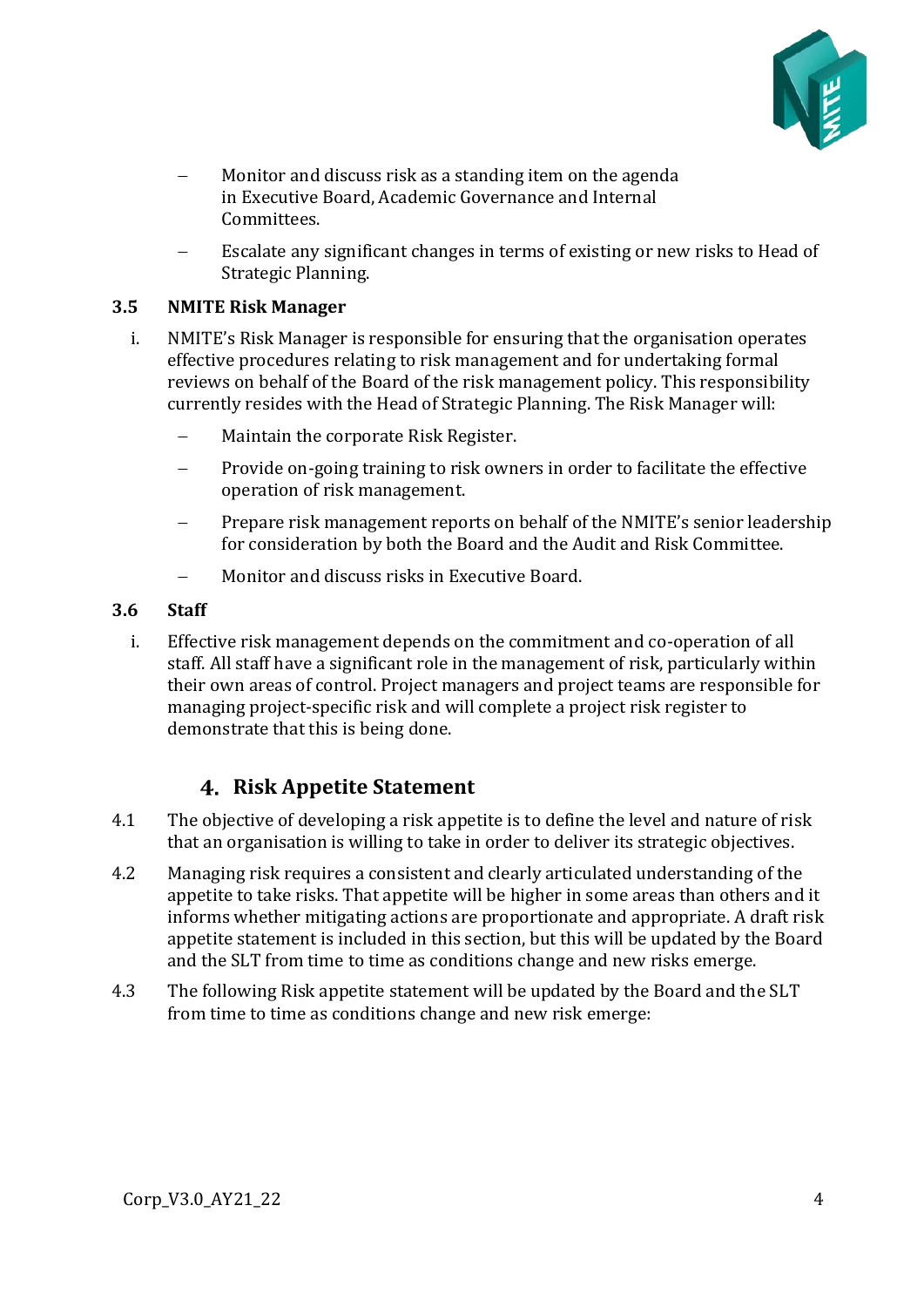- Monitor and discuss risk as a standing item on the agenda in Executive Board, Academic Governance and Internal Committees.
- Escalate any significant changes in terms of existing or new risks to Head of Strategic Planning.

### 3.5 NMITE Risk Manager

i. NMITE's Risk Manager is responsible for ensuring that the organisation operates effective procedures relating to risk management and for undertaking formal reviews on behalf of the Board of the risk management policy. This responsibility currently resides with the Head of Strategic Planning. The Risk Manager will:

   - Maintain the corporate Risk Register.
   - Provide on-going training to risk owners in order to facilitate the effective operation of risk management.
   - Prepare risk management reports on behalf of the NMITE's senior leadership for consideration by both the Board and the Audit and Risk Committee.
   - Monitor and discuss risks in Executive Board.

### 3.6 Staff

i. Effective risk management depends on the commitment and co-operation of all staff. All staff have a significant role in the management of risk, particularly within their own areas of control. Project managers and project teams are responsible for managing project-specific risk and will complete a project risk register to demonstrate that this is being done.

## 4. Risk Appetite Statement

4.1 The objective of developing a risk appetite is to define the level and nature of risk that an organisation is willing to take in order to deliver its strategic objectives.

4.2 Managing risk requires a consistent and clearly articulated understanding of the appetite to take risks. That appetite will be higher in some areas than others and it informs whether mitigating actions are proportionate and appropriate. A draft risk appetite statement is included in this section, but this will be updated by the Board and the SLT from time to time as conditions change and new risks emerge.

4.3 The following Risk appetite statement will be updated by the Board and the SLT from time to time as conditions change and new risk emerge: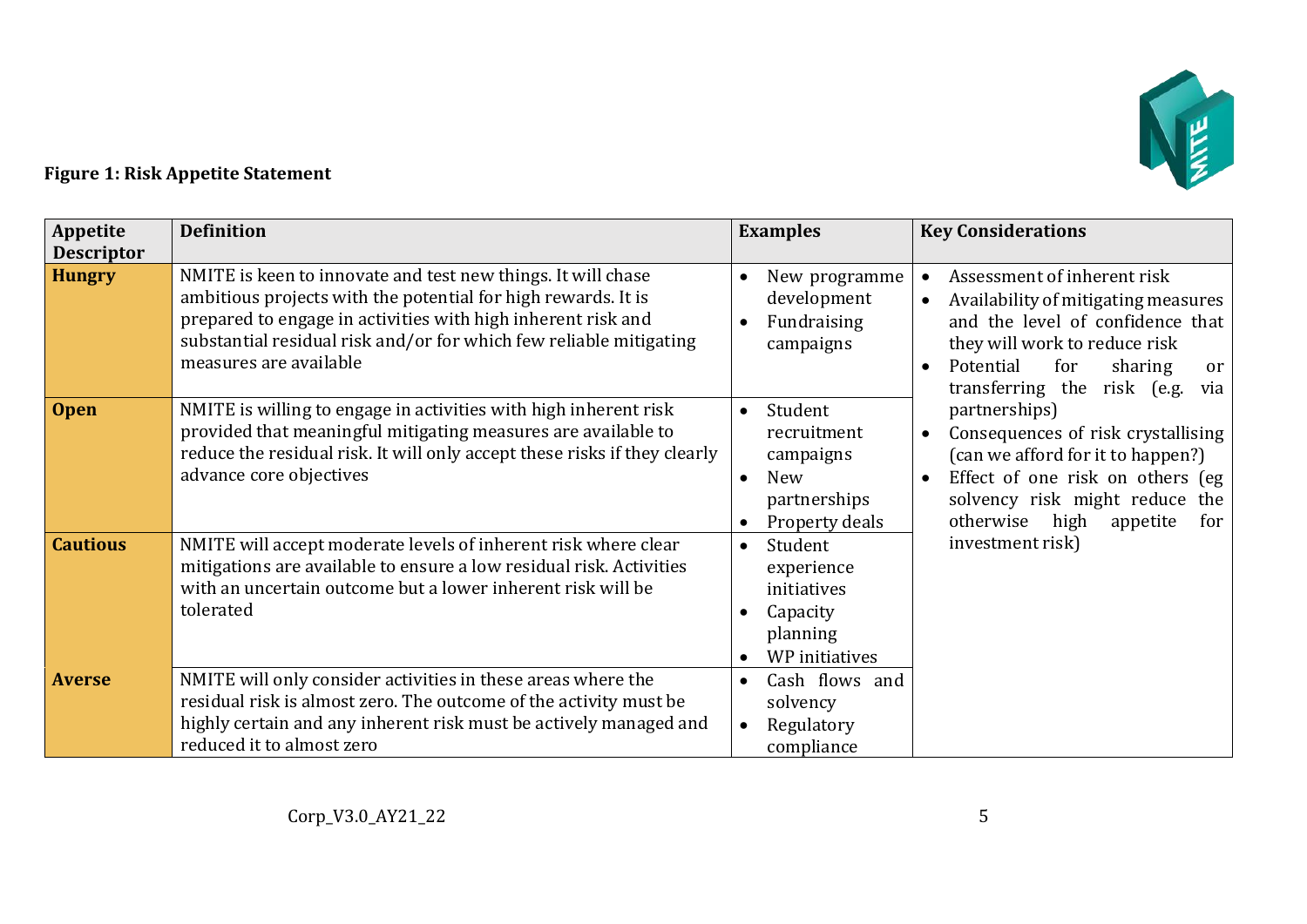**Figure 1: Risk Appetite Statement**

| Appetite Descriptor | Definition | Examples | Key Considerations |
|---|---|---|---|
| **Hungry** | NMITE is keen to innovate and test new things. It will chase ambitious projects with the potential for high rewards. It is prepared to engage in activities with high inherent risk and substantial residual risk and/or for which few reliable mitigating measures are available | • New programme development<br>• Fundraising campaigns | • Assessment of inherent risk<br>• Availability of mitigating measures and the level of confidence that they will work to reduce risk<br>• Potential for sharing or transferring the risk (e.g. via partnerships)<br>• Consequences of risk crystallising (can we afford for it to happen?)<br>• Effect of one risk on others (eg solvency risk might reduce the otherwise high appetite for investment risk) |
| **Open** | NMITE is willing to engage in activities with high inherent risk provided that meaningful mitigating measures are available to reduce the residual risk. It will only accept these risks if they clearly advance core objectives | • Student recruitment campaigns<br>• New partnerships<br>• Property deals | |
| **Cautious** | NMITE will accept moderate levels of inherent risk where clear mitigations are available to ensure a low residual risk. Activities with an uncertain outcome but a lower inherent risk will be tolerated | • Student experience initiatives<br>• Capacity planning<br>• WP initiatives | |
| **Averse** | NMITE will only consider activities in these areas where the residual risk is almost zero. The outcome of the activity must be highly certain and any inherent risk must be actively managed and reduced it to almost zero | • Cash flows and solvency<br>• Regulatory compliance | |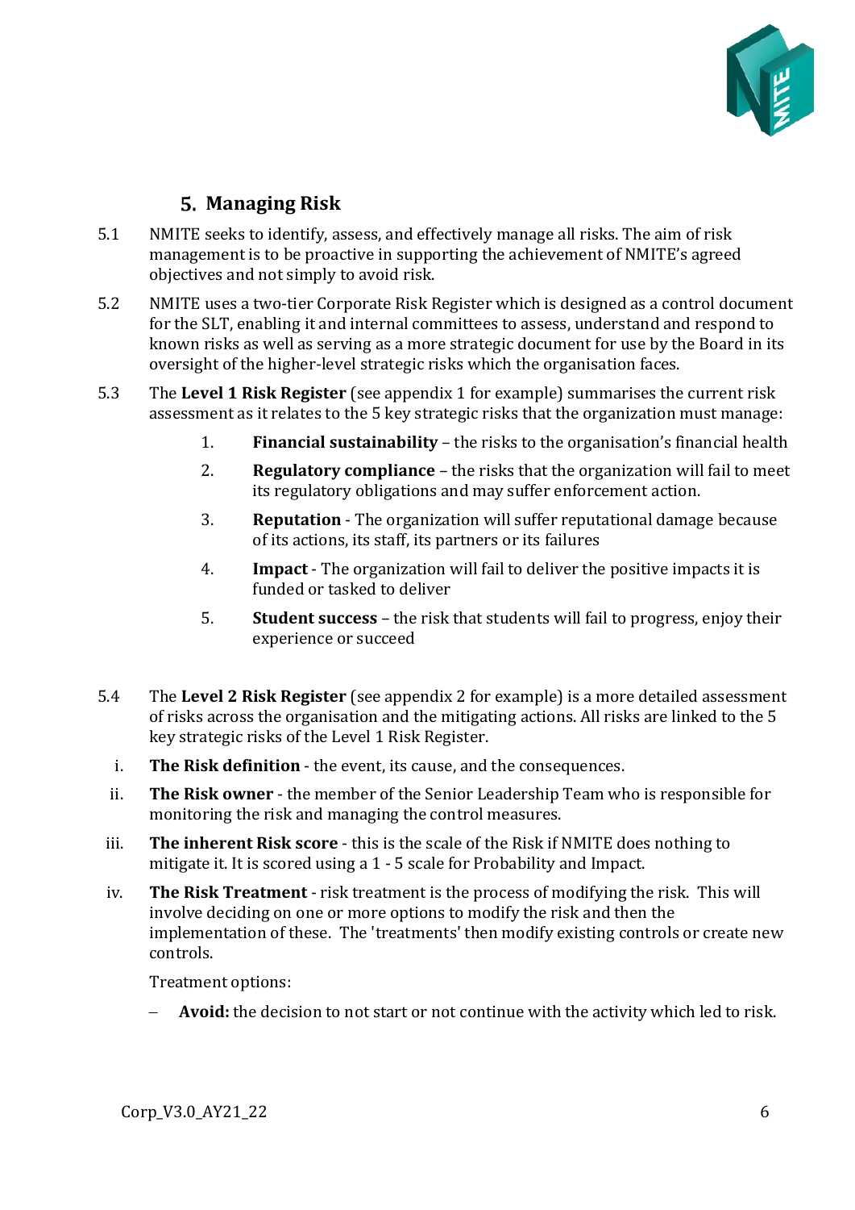## 5. Managing Risk

5.1 NMITE seeks to identify, assess, and effectively manage all risks. The aim of risk management is to be proactive in supporting the achievement of NMITE's agreed objectives and not simply to avoid risk.

5.2 NMITE uses a two-tier Corporate Risk Register which is designed as a control document for the SLT, enabling it and internal committees to assess, understand and respond to known risks as well as serving as a more strategic document for use by the Board in its oversight of the higher-level strategic risks which the organisation faces.

5.3 The **Level 1 Risk Register** (see appendix 1 for example) summarises the current risk assessment as it relates to the 5 key strategic risks that the organization must manage:

1. **Financial sustainability** – the risks to the organisation's financial health
2. **Regulatory compliance** – the risks that the organization will fail to meet its regulatory obligations and may suffer enforcement action.
3. **Reputation** - The organization will suffer reputational damage because of its actions, its staff, its partners or its failures
4. **Impact** - The organization will fail to deliver the positive impacts it is funded or tasked to deliver
5. **Student success** – the risk that students will fail to progress, enjoy their experience or succeed

5.4 The **Level 2 Risk Register** (see appendix 2 for example) is a more detailed assessment of risks across the organisation and the mitigating actions. All risks are linked to the 5 key strategic risks of the Level 1 Risk Register.

i. **The Risk definition** - the event, its cause, and the consequences.

ii. **The Risk owner** - the member of the Senior Leadership Team who is responsible for monitoring the risk and managing the control measures.

iii. **The inherent Risk score** - this is the scale of the Risk if NMITE does nothing to mitigate it. It is scored using a 1 - 5 scale for Probability and Impact.

iv. **The Risk Treatment** - risk treatment is the process of modifying the risk. This will involve deciding on one or more options to modify the risk and then the implementation of these. The 'treatments' then modify existing controls or create new controls.

Treatment options:

- **Avoid:** the decision to not start or not continue with the activity which led to risk.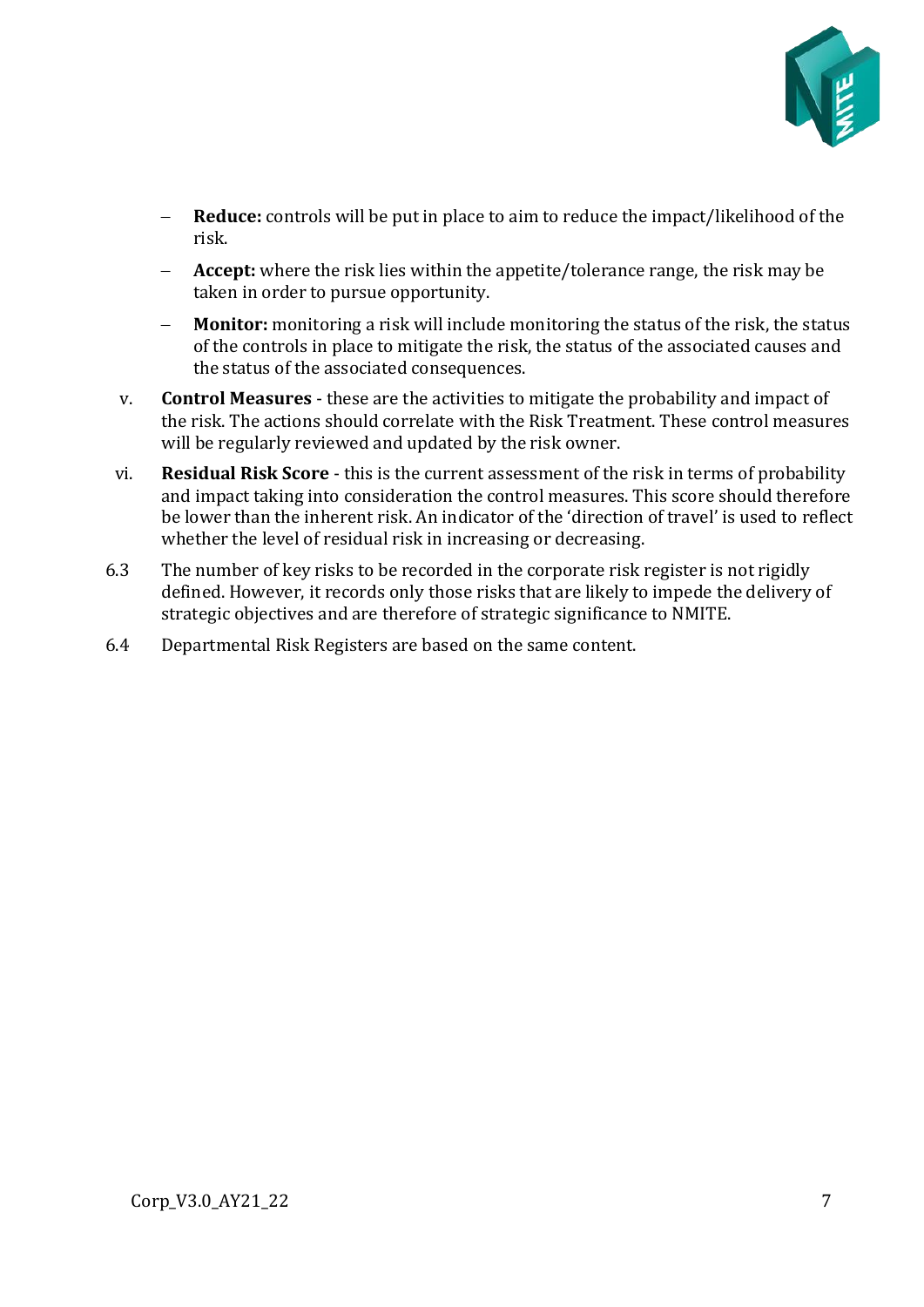- **Reduce:** controls will be put in place to aim to reduce the impact/likelihood of the risk.
- **Accept:** where the risk lies within the appetite/tolerance range, the risk may be taken in order to pursue opportunity.
- **Monitor:** monitoring a risk will include monitoring the status of the risk, the status of the controls in place to mitigate the risk, the status of the associated causes and the status of the associated consequences.

v. **Control Measures** - these are the activities to mitigate the probability and impact of the risk. The actions should correlate with the Risk Treatment. These control measures will be regularly reviewed and updated by the risk owner.

vi. **Residual Risk Score** - this is the current assessment of the risk in terms of probability and impact taking into consideration the control measures. This score should therefore be lower than the inherent risk. An indicator of the 'direction of travel' is used to reflect whether the level of residual risk in increasing or decreasing.

6.3 The number of key risks to be recorded in the corporate risk register is not rigidly defined. However, it records only those risks that are likely to impede the delivery of strategic objectives and are therefore of strategic significance to NMITE.

6.4 Departmental Risk Registers are based on the same content.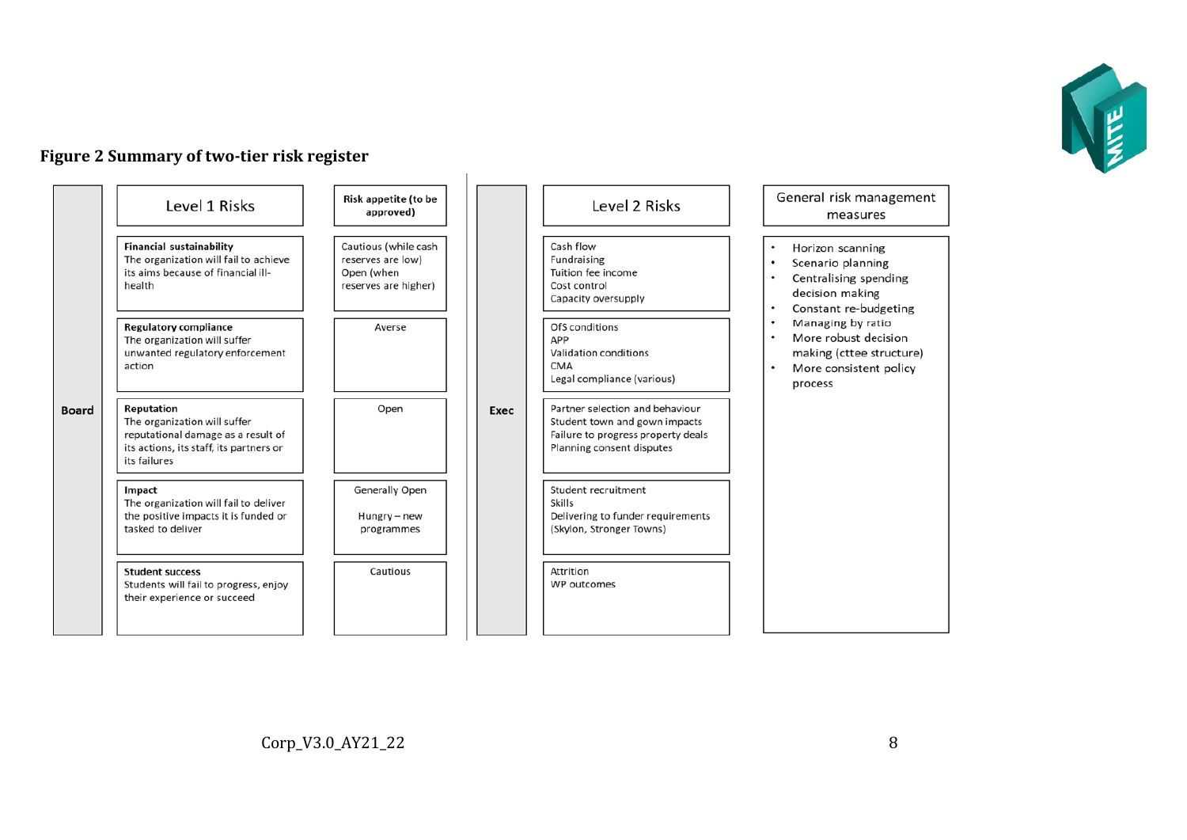**Figure 2 Summary of two-tier risk register**

| | Level 1 Risks | Risk appetite (to be approved) | | Level 2 Risks | General risk management measures |
|---|---|---|---|---|---|
| Board | **Financial sustainability**<br>The organization will fail to achieve its aims because of financial ill-health | Cautious (while cash reserves are low)<br>Open (when reserves are higher) | Exec | Cash flow<br>Fundraising<br>Tuition fee income<br>Cost control<br>Capacity oversupply | • Horizon scanning<br>• Scenario planning<br>• Centralising spending decision making<br>• Constant re-budgeting<br>• Managing by ratio<br>• More robust decision making (cttee structure)<br>• More consistent policy process |
| | **Regulatory compliance**<br>The organization will suffer unwanted regulatory enforcement action | Averse | | OfS conditions<br>APP<br>Validation conditions<br>CMA<br>Legal compliance (various) | |
| | **Reputation**<br>The organization will suffer reputational damage as a result of its actions, its staff, its partners or its failures | Open | | Partner selection and behaviour<br>Student town and gown impacts<br>Failure to progress property deals<br>Planning consent disputes | |
| | **Impact**<br>The organization will fail to deliver the positive impacts it is funded or tasked to deliver | Generally Open<br><br>Hungry – new programmes | | Student recruitment<br>Skills<br>Delivering to funder requirements (Skylon, Stronger Towns) | |
| | **Student success**<br>Students will fail to progress, enjoy their experience or succeed | Cautious | | Attrition<br>WP outcomes | |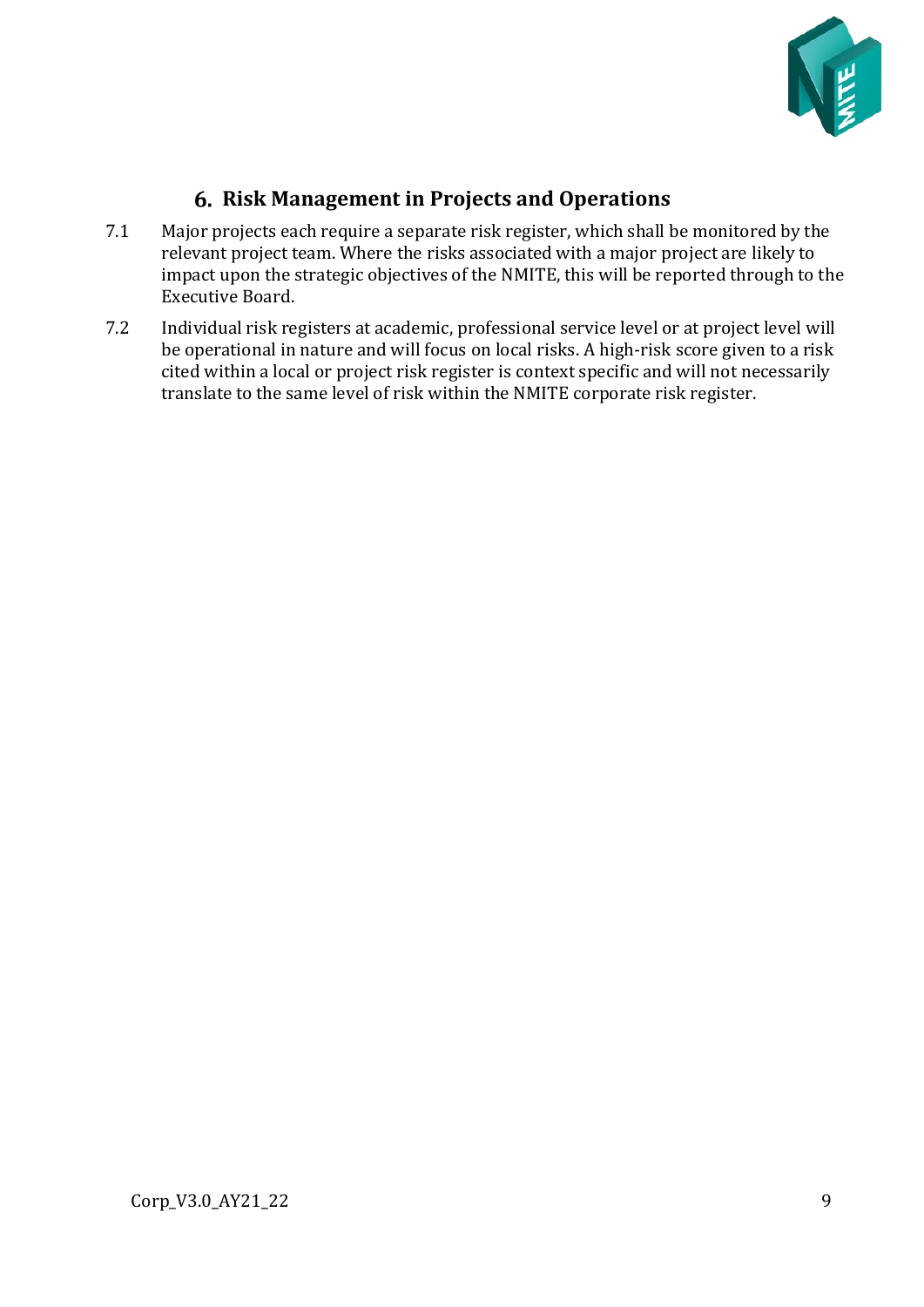## 6. Risk Management in Projects and Operations

7.1 Major projects each require a separate risk register, which shall be monitored by the relevant project team. Where the risks associated with a major project are likely to impact upon the strategic objectives of the NMITE, this will be reported through to the Executive Board.

7.2 Individual risk registers at academic, professional service level or at project level will be operational in nature and will focus on local risks. A high-risk score given to a risk cited within a local or project risk register is context specific and will not necessarily translate to the same level of risk within the NMITE corporate risk register.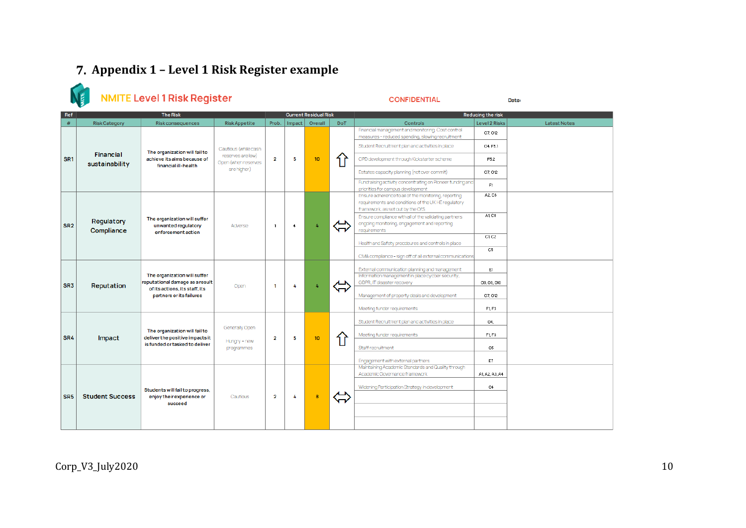## 7. Appendix 1 – Level 1 Risk Register example

NMITE Level 1 Risk Register

CONFIDENTIAL

Date:

| Ref | The Risk | | | Current Residual Risk | | | | Reducing the risk | | |
|---|---|---|---|---|---|---|---|---|---|---|
| # | Risk Category | Risk consequences | Risk Appetite | Prob. | Impact | Overall | DoT | Controls | Level 2 Risks | Latest Notes |
| SR1 | Financial sustainability | The organization will fail to achieve its aims because of financial ill-health | Cautious (while cash reserves are low) Open (when reserves are higher) | 2 | 5 | 10 | ⇧ | Financial management and monitoring. Cost control measures – reduced spending, slowing recruitment | C7, C12 | |
| | | | | | | | | Student Recruitment plan and activities in place | C4 F5.1 | |
| | | | | | | | | CPD development through Kickstarter scheme | F5.2 | |
| | | | | | | | | Estates capacity planning (not over commit) | C7, C12 | |
| | | | | | | | | Fundraising activity concentrating on Pioneer funding and priorities for campus development | F1 | |
| SR2 | Regulatory Compliance | The organization will suffer unwanted regulatory enforcement action | Adverse | 1 | 4 | 4 | ⇔ | Ensure adherence to all of the monitoring, reporting requirements and conditions of the UK HE regulatory framework, as set out by the OfS | A2, C6 | |
| | | | | | | | | Ensure compliance with all of the validating partners ongoing monitoring, engagement and reporting requirements | A1 C8 | |
| | | | | | | | | Health and Safety procedures and controls in place | C1 C2 | |
| | | | | | | | | CMA compliance – sign off of all external communications | C5 | |
| SR3 | Reputation | The organization will suffer reputational damage as a result of its actions, its staff, its partners or its failures | Open | 1 | 4 | 4 | ⇔ | External communication planning and management | E1 | |
| | | | | | | | | Information management in place cyber security, GDPR, IT disaster recovery | C8, C9, D10 | |
| | | | | | | | | Management of property deals and development | C7, C12 | |
| | | | | | | | | Meeting funder requirements | F1, F3 | |
| SR4 | Impact | The organization will fail to deliver the positive impacts it is funded or tasked to deliver | Generally Open<br>Hungry – new programmes | 2 | 5 | 10 | ⇧ | Student Recruitment plan and activities in place | C4, | |
| | | | | | | | | Meeting funder requirements | F1, F3 | |
| | | | | | | | | Staff recruitment | C5 | |
| | | | | | | | | Engagement with external partners | E7 | |
| SR5 | Student Success | Students will fail to progress, enjoy their experience or succeed | Cautious | 2 | 4 | 8 | ⇔ | Maintaining Academic Standards and Quality through Academic Governance framework | A1, A2, A3, A4 | |
| | | | | | | | | Widening Participation Strategy in development | C4 | |
| | | | | | | | | | | |
| | | | | | | | | | | |
| | | | | | | | | | | |

Corp_V3_July2020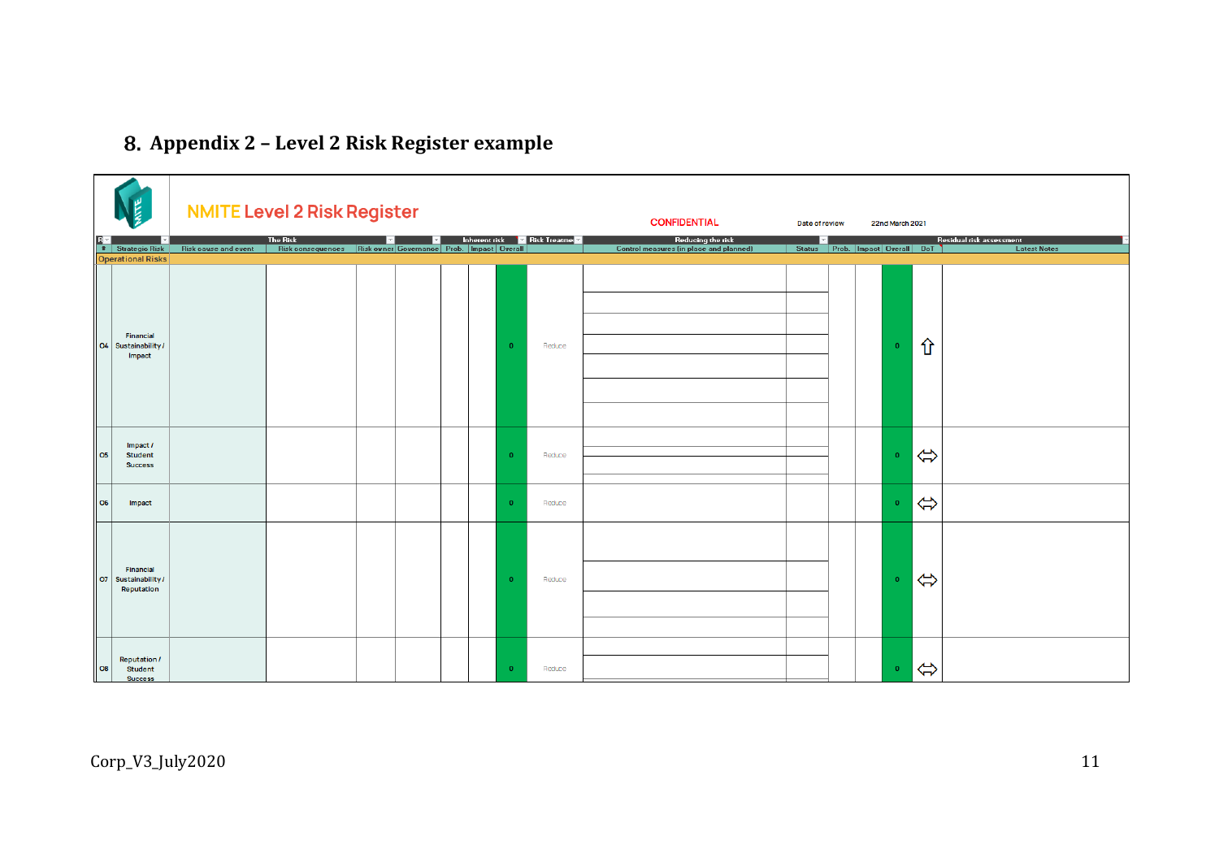## 8. Appendix 2 – Level 2 Risk Register example

**NMITE Level 2 Risk Register**

CONFIDENTIAL

Date of review 22nd March 2021

| R | | The Risk | | | | Inherent risk | | | Risk Treatment | Reducing the risk | | Residual risk assessment | | | | |
|---|---|---|---|---|---|---|---|---|---|---|---|---|---|---|---|---|
| # | Strategic Risk | Risk cause and event | Risk consequences | Risk owner | Governance | Prob. | Impact | Overall | | Control measures (in place and planned) | Status | Prob. | Impact | Overall | DoT | Latest Notes |
| Operational Risks | | | | | | | | | | | | | | | | |
| O4 | Financial Sustainability / Impact | | | | | | | 0 | Reduce | | | | | 0 | ⇧ | |
| O5 | Impact / Student Success | | | | | | | 0 | Reduce | | | | | 0 | ⇔ | |
| O6 | Impact | | | | | | | 0 | Reduce | | | | | 0 | ⇔ | |
| O7 | Financial Sustainability / Reputation | | | | | | | 0 | Reduce | | | | | 0 | ⇔ | |
| O8 | Reputation / Student Success | | | | | | | 0 | Reduce | | | | | 0 | ⇔ | |

Corp_V3_July2020